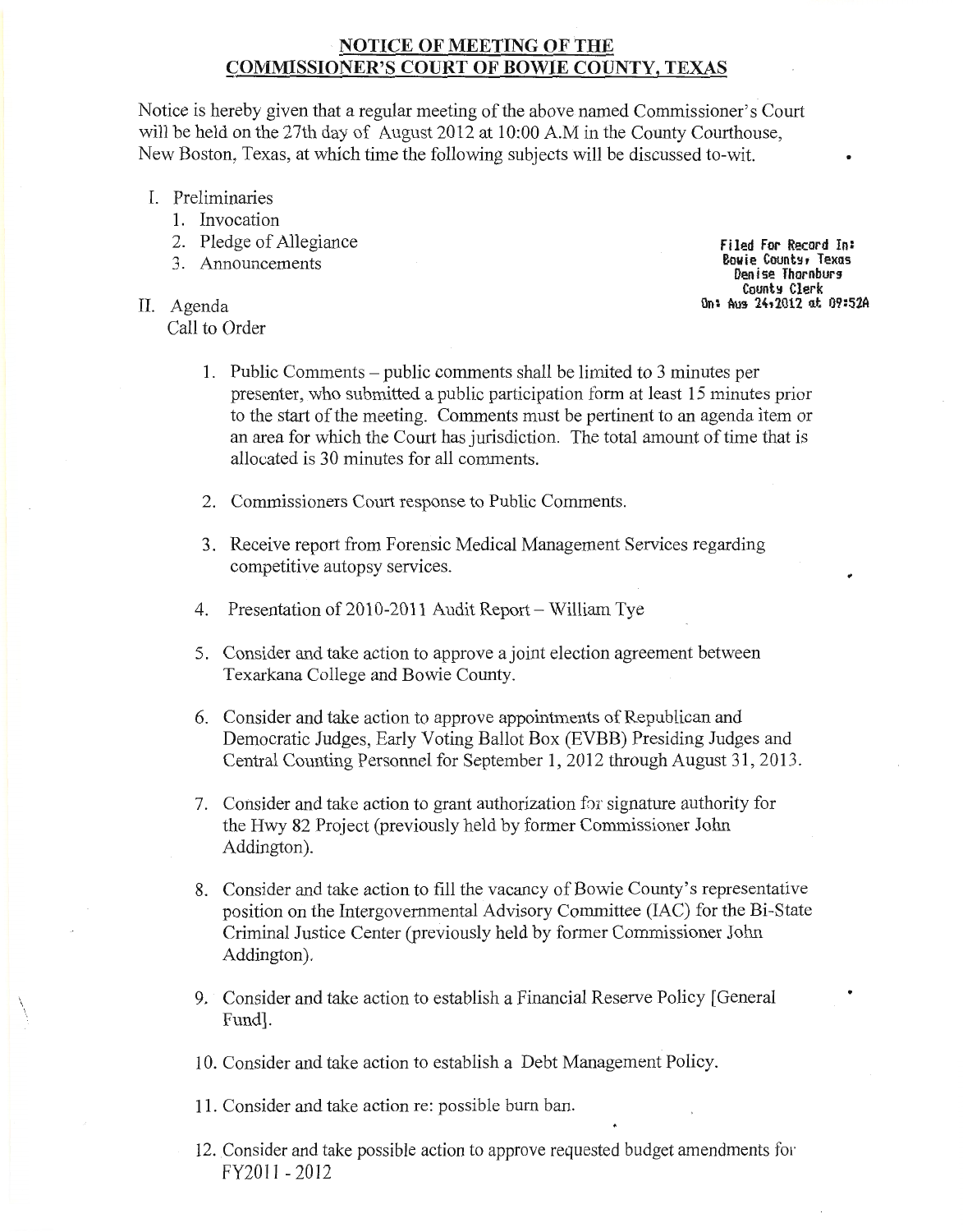# NOTICE OF MEETING OF THE COMMISSIONER'S COURT OF BOWIE COUNTY, TEXAS

Notice is hereby given that a regular meeting of the above named Commissioner's Court will be held on the 27th day of August 2012 at 10:00 A.M in the County Courthouse, New Boston, Texas, at which time the following subjects will be discussed to-wit.

Filed For Record In:
Bowie County, Texas
Denise Thornburg
County Clerk
On: Aug 24,2012 at 09:52A

I. Preliminaries
   1. Invocation
   2. Pledge of Allegiance
   3. Announcements

II. Agenda
   Call to Order

   1. Public Comments – public comments shall be limited to 3 minutes per presenter, who submitted a public participation form at least 15 minutes prior to the start of the meeting. Comments must be pertinent to an agenda item or an area for which the Court has jurisdiction. The total amount of time that is allocated is 30 minutes for all comments.

   2. Commissioners Court response to Public Comments.

   3. Receive report from Forensic Medical Management Services regarding competitive autopsy services.

   4. Presentation of 2010-2011 Audit Report – William Tye

   5. Consider and take action to approve a joint election agreement between Texarkana College and Bowie County.

   6. Consider and take action to approve appointments of Republican and Democratic Judges, Early Voting Ballot Box (EVBB) Presiding Judges and Central Counting Personnel for September 1, 2012 through August 31, 2013.

   7. Consider and take action to grant authorization for signature authority for the Hwy 82 Project (previously held by former Commissioner John Addington).

   8. Consider and take action to fill the vacancy of Bowie County's representative position on the Intergovernmental Advisory Committee (IAC) for the Bi-State Criminal Justice Center (previously held by former Commissioner John Addington).

   9. Consider and take action to establish a Financial Reserve Policy [General Fund].

   10. Consider and take action to establish a Debt Management Policy.

   11. Consider and take action re: possible burn ban.

   12. Consider and take possible action to approve requested budget amendments for FY2011 - 2012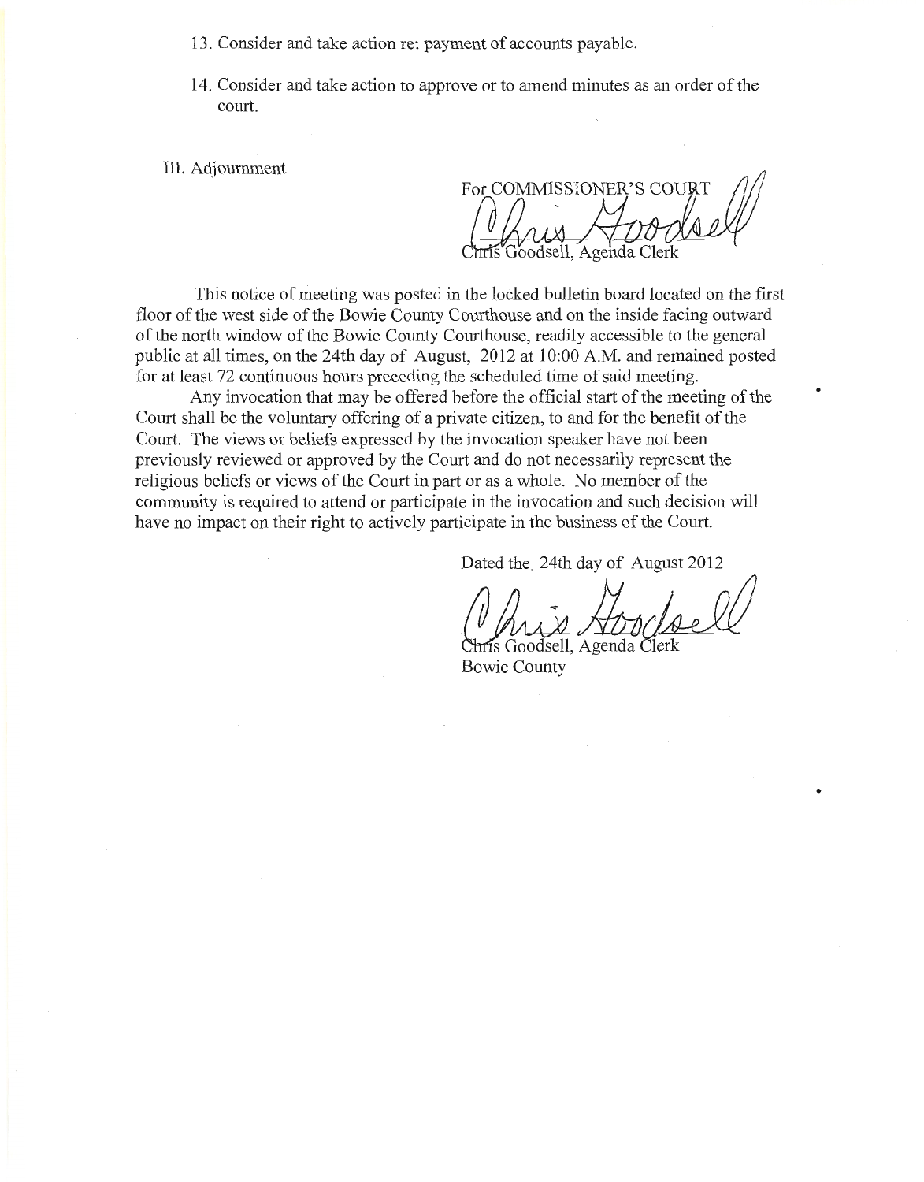13. Consider and take action re: payment of accounts payable.

14. Consider and take action to approve or to amend minutes as an order of the court.

III. Adjournment

For COMMISSIONER'S COURT

Chris Goodsell

Chris Goodsell, Agenda Clerk

This notice of meeting was posted in the locked bulletin board located on the first floor of the west side of the Bowie County Courthouse and on the inside facing outward of the north window of the Bowie County Courthouse, readily accessible to the general public at all times, on the 24th day of August, 2012 at 10:00 A.M. and remained posted for at least 72 continuous hours preceding the scheduled time of said meeting.

Any invocation that may be offered before the official start of the meeting of the Court shall be the voluntary offering of a private citizen, to and for the benefit of the Court. The views or beliefs expressed by the invocation speaker have not been previously reviewed or approved by the Court and do not necessarily represent the religious beliefs or views of the Court in part or as a whole. No member of the community is required to attend or participate in the invocation and such decision will have no impact on their right to actively participate in the business of the Court.

Dated the 24th day of August 2012

Chris Goodsell

Chris Goodsell, Agenda Clerk
Bowie County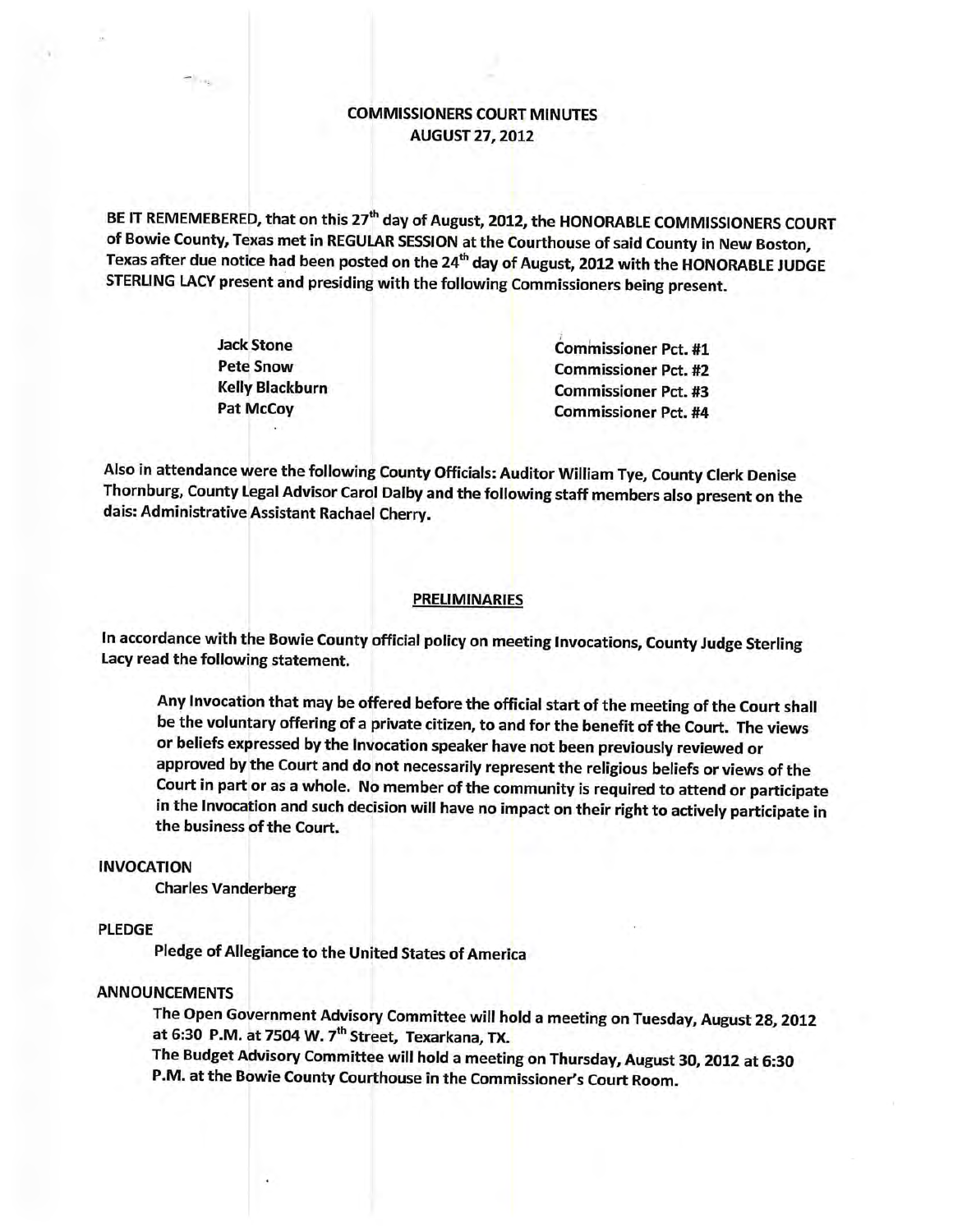# COMMISSIONERS COURT MINUTES
## AUGUST 27, 2012

BE IT REMEMEBERED, that on this 27th day of August, 2012, the HONORABLE COMMISSIONERS COURT of Bowie County, Texas met in REGULAR SESSION at the Courthouse of said County in New Boston, Texas after due notice had been posted on the 24th day of August, 2012 with the HONORABLE JUDGE STERLING LACY present and presiding with the following Commissioners being present.

| | |
|---|---|
| Jack Stone | Commissioner Pct. #1 |
| Pete Snow | Commissioner Pct. #2 |
| Kelly Blackburn | Commissioner Pct. #3 |
| Pat McCoy | Commissioner Pct. #4 |

Also in attendance were the following County Officials: Auditor William Tye, County Clerk Denise Thornburg, County Legal Advisor Carol Dalby and the following staff members also present on the dais: Administrative Assistant Rachael Cherry.

## PRELIMINARIES

In accordance with the Bowie County official policy on meeting Invocations, County Judge Sterling Lacy read the following statement.

> Any Invocation that may be offered before the official start of the meeting of the Court shall be the voluntary offering of a private citizen, to and for the benefit of the Court. The views or beliefs expressed by the Invocation speaker have not been previously reviewed or approved by the Court and do not necessarily represent the religious beliefs or views of the Court in part or as a whole. No member of the community is required to attend or participate in the Invocation and such decision will have no impact on their right to actively participate in the business of the Court.

INVOCATION

Charles Vanderberg

PLEDGE

Pledge of Allegiance to the United States of America

ANNOUNCEMENTS

The Open Government Advisory Committee will hold a meeting on Tuesday, August 28, 2012 at 6:30 P.M. at 7504 W. 7th Street, Texarkana, TX.

The Budget Advisory Committee will hold a meeting on Thursday, August 30, 2012 at 6:30 P.M. at the Bowie County Courthouse in the Commissioner's Court Room.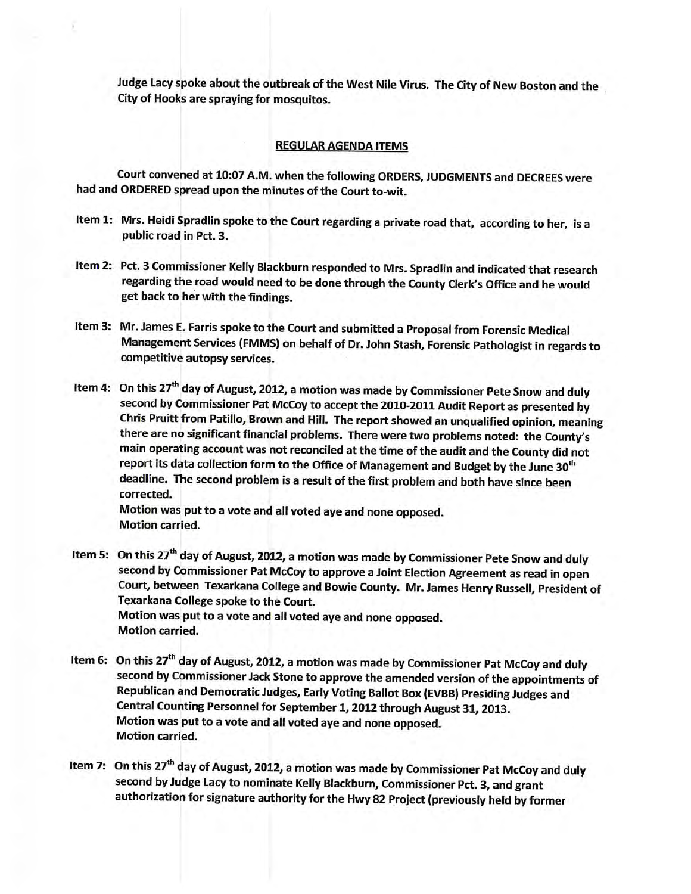Judge Lacy spoke about the outbreak of the West Nile Virus. The City of New Boston and the City of Hooks are spraying for mosquitos.

## REGULAR AGENDA ITEMS

Court convened at 10:07 A.M. when the following ORDERS, JUDGMENTS and DECREES were had and ORDERED spread upon the minutes of the Court to-wit.

Item 1: Mrs. Heidi Spradlin spoke to the Court regarding a private road that, according to her, is a public road in Pct. 3.

Item 2: Pct. 3 Commissioner Kelly Blackburn responded to Mrs. Spradlin and indicated that research regarding the road would need to be done through the County Clerk's Office and he would get back to her with the findings.

Item 3: Mr. James E. Farris spoke to the Court and submitted a Proposal from Forensic Medical Management Services (FMMS) on behalf of Dr. John Stash, Forensic Pathologist in regards to competitive autopsy services.

Item 4: On this 27th day of August, 2012, a motion was made by Commissioner Pete Snow and duly second by Commissioner Pat McCoy to accept the 2010-2011 Audit Report as presented by Chris Pruitt from Patillo, Brown and Hill. The report showed an unqualified opinion, meaning there are no significant financial problems. There were two problems noted: the County's main operating account was not reconciled at the time of the audit and the County did not report its data collection form to the Office of Management and Budget by the June 30th deadline. The second problem is a result of the first problem and both have since been corrected.
Motion was put to a vote and all voted aye and none opposed.
Motion carried.

Item 5: On this 27th day of August, 2012, a motion was made by Commissioner Pete Snow and duly second by Commissioner Pat McCoy to approve a Joint Election Agreement as read in open Court, between Texarkana College and Bowie County. Mr. James Henry Russell, President of Texarkana College spoke to the Court.
Motion was put to a vote and all voted aye and none opposed.
Motion carried.

Item 6: On this 27th day of August, 2012, a motion was made by Commissioner Pat McCoy and duly second by Commissioner Jack Stone to approve the amended version of the appointments of Republican and Democratic Judges, Early Voting Ballot Box (EVBB) Presiding Judges and Central Counting Personnel for September 1, 2012 through August 31, 2013.
Motion was put to a vote and all voted aye and none opposed.
Motion carried.

Item 7: On this 27th day of August, 2012, a motion was made by Commissioner Pat McCoy and duly second by Judge Lacy to nominate Kelly Blackburn, Commissioner Pct. 3, and grant authorization for signature authority for the Hwy 82 Project (previously held by former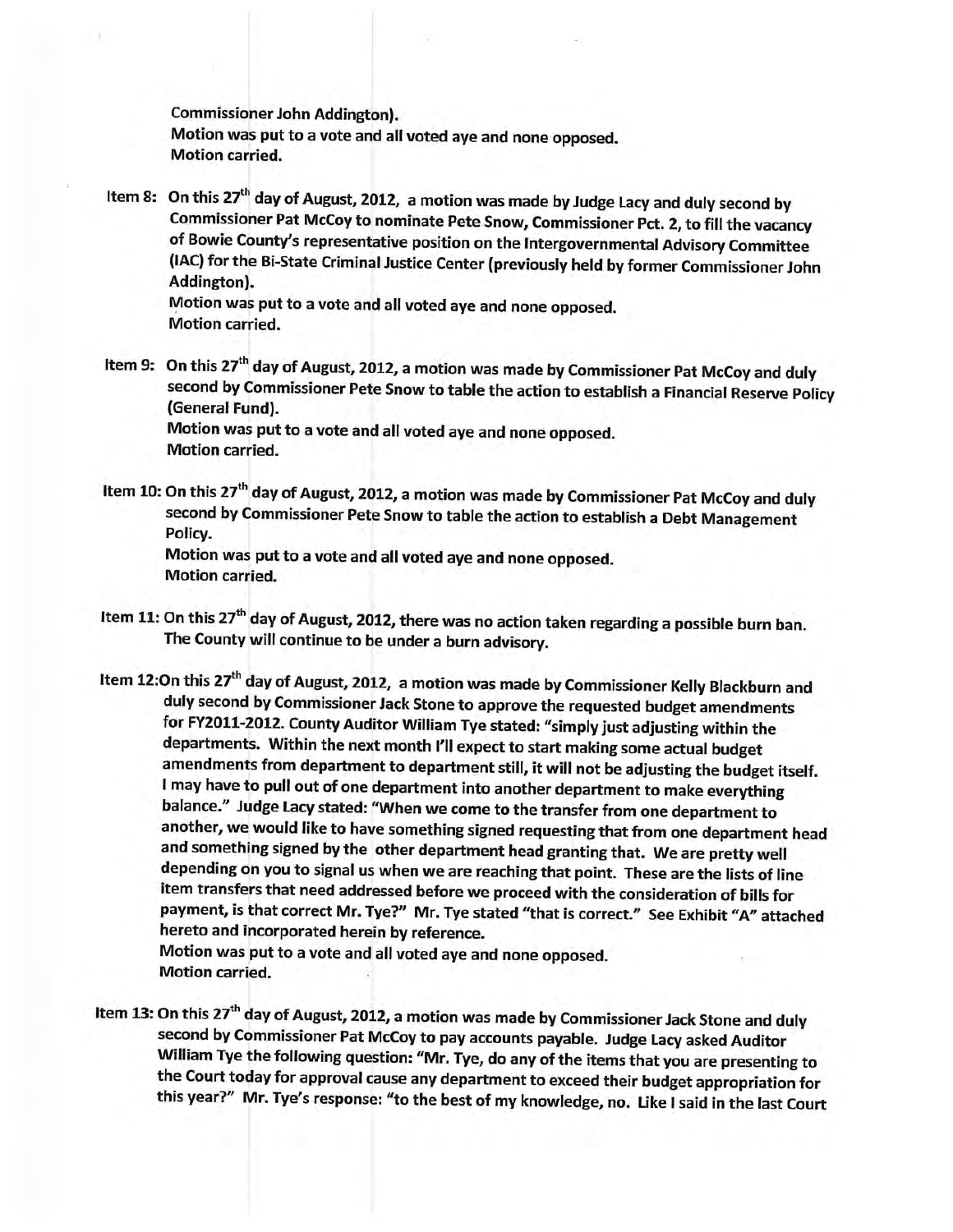**Commissioner John Addington).**
**Motion was put to a vote and all voted aye and none opposed.**
**Motion carried.**

**Item 8: On this 27th day of August, 2012, a motion was made by Judge Lacy and duly second by Commissioner Pat McCoy to nominate Pete Snow, Commissioner Pct. 2, to fill the vacancy of Bowie County's representative position on the Intergovernmental Advisory Committee (IAC) for the Bi-State Criminal Justice Center (previously held by former Commissioner John Addington).**
**Motion was put to a vote and all voted aye and none opposed.**
**Motion carried.**

**Item 9: On this 27th day of August, 2012, a motion was made by Commissioner Pat McCoy and duly second by Commissioner Pete Snow to table the action to establish a Financial Reserve Policy (General Fund).**
**Motion was put to a vote and all voted aye and none opposed.**
**Motion carried.**

**Item 10: On this 27th day of August, 2012, a motion was made by Commissioner Pat McCoy and duly second by Commissioner Pete Snow to table the action to establish a Debt Management Policy.**
**Motion was put to a vote and all voted aye and none opposed.**
**Motion carried.**

**Item 11: On this 27th day of August, 2012, there was no action taken regarding a possible burn ban. The County will continue to be under a burn advisory.**

**Item 12: On this 27th day of August, 2012, a motion was made by Commissioner Kelly Blackburn and duly second by Commissioner Jack Stone to approve the requested budget amendments for FY2011-2012. County Auditor William Tye stated: "simply just adjusting within the departments. Within the next month I'll expect to start making some actual budget amendments from department to department still, it will not be adjusting the budget itself. I may have to pull out of one department into another department to make everything balance." Judge Lacy stated: "When we come to the transfer from one department to another, we would like to have something signed requesting that from one department head and something signed by the other department head granting that. We are pretty well depending on you to signal us when we are reaching that point. These are the lists of line item transfers that need addressed before we proceed with the consideration of bills for payment, is that correct Mr. Tye?" Mr. Tye stated "that is correct." See Exhibit "A" attached hereto and incorporated herein by reference.**
**Motion was put to a vote and all voted aye and none opposed.**
**Motion carried.**

**Item 13: On this 27th day of August, 2012, a motion was made by Commissioner Jack Stone and duly second by Commissioner Pat McCoy to pay accounts payable. Judge Lacy asked Auditor William Tye the following question: "Mr. Tye, do any of the items that you are presenting to the Court today for approval cause any department to exceed their budget appropriation for this year?" Mr. Tye's response: "to the best of my knowledge, no. Like I said in the last Court**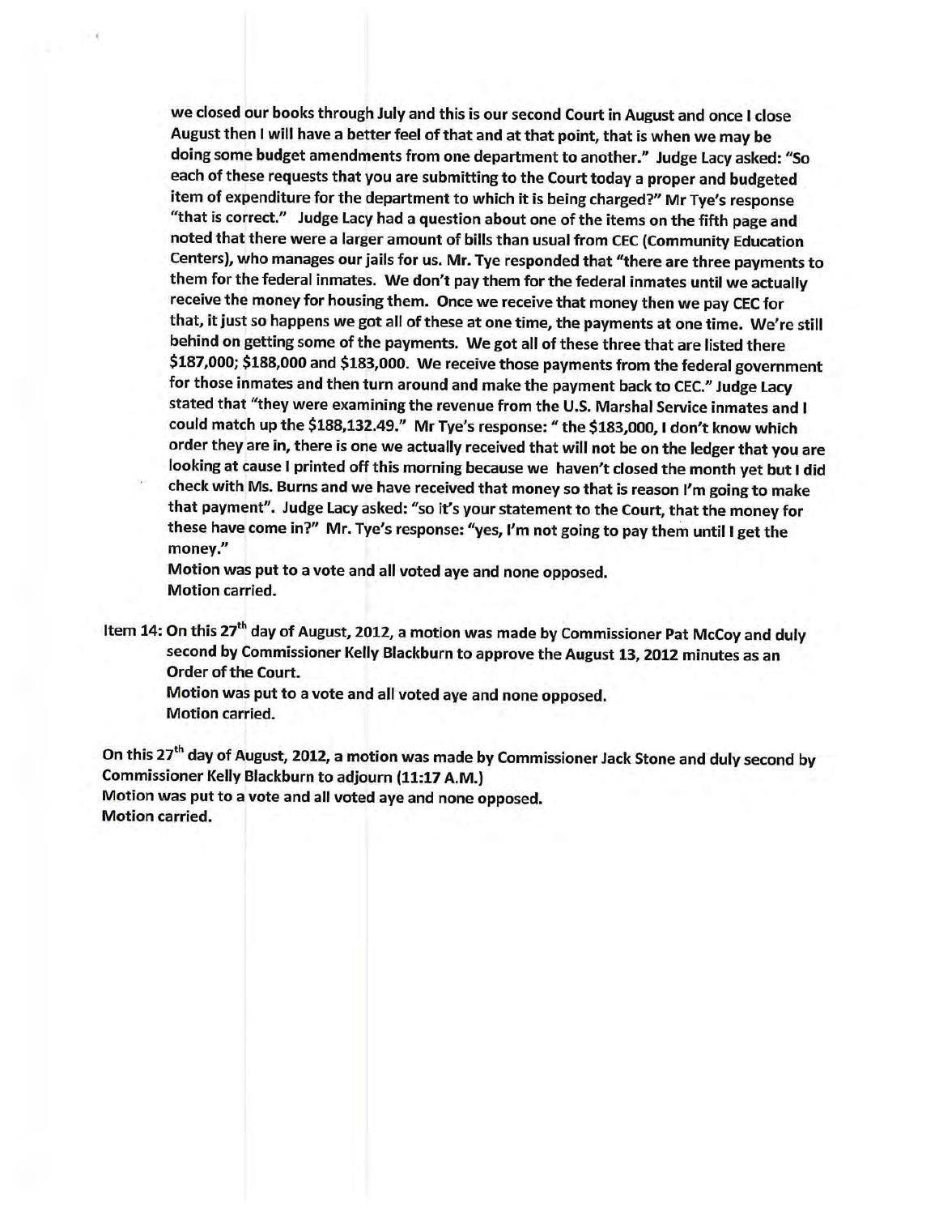we closed our books through July and this is our second Court in August and once I close August then I will have a better feel of that and at that point, that is when we may be doing some budget amendments from one department to another." Judge Lacy asked: "So each of these requests that you are submitting to the Court today a proper and budgeted item of expenditure for the department to which it is being charged?" Mr Tye's response "that is correct." Judge Lacy had a question about one of the items on the fifth page and noted that there were a larger amount of bills than usual from CEC (Community Education Centers), who manages our jails for us. Mr. Tye responded that "there are three payments to them for the federal inmates. We don't pay them for the federal inmates until we actually receive the money for housing them. Once we receive that money then we pay CEC for that, it just so happens we got all of these at one time, the payments at one time. We're still behind on getting some of the payments. We got all of these three that are listed there $187,000; $188,000 and $183,000. We receive those payments from the federal government for those inmates and then turn around and make the payment back to CEC." Judge Lacy stated that "they were examining the revenue from the U.S. Marshal Service inmates and I could match up the $188,132.49." Mr Tye's response: " the $183,000, I don't know which order they are in, there is one we actually received that will not be on the ledger that you are looking at cause I printed off this morning because we haven't closed the month yet but I did check with Ms. Burns and we have received that money so that is reason I'm going to make that payment". Judge Lacy asked: "so it's your statement to the Court, that the money for these have come in?" Mr. Tye's response: "yes, I'm not going to pay them until I get the money."

Motion was put to a vote and all voted aye and none opposed.
Motion carried.

Item 14: On this 27th day of August, 2012, a motion was made by Commissioner Pat McCoy and duly second by Commissioner Kelly Blackburn to approve the August 13, 2012 minutes as an Order of the Court.
Motion was put to a vote and all voted aye and none opposed.
Motion carried.

On this 27th day of August, 2012, a motion was made by Commissioner Jack Stone and duly second by Commissioner Kelly Blackburn to adjourn (11:17 A.M.)
Motion was put to a vote and all voted aye and none opposed.
Motion carried.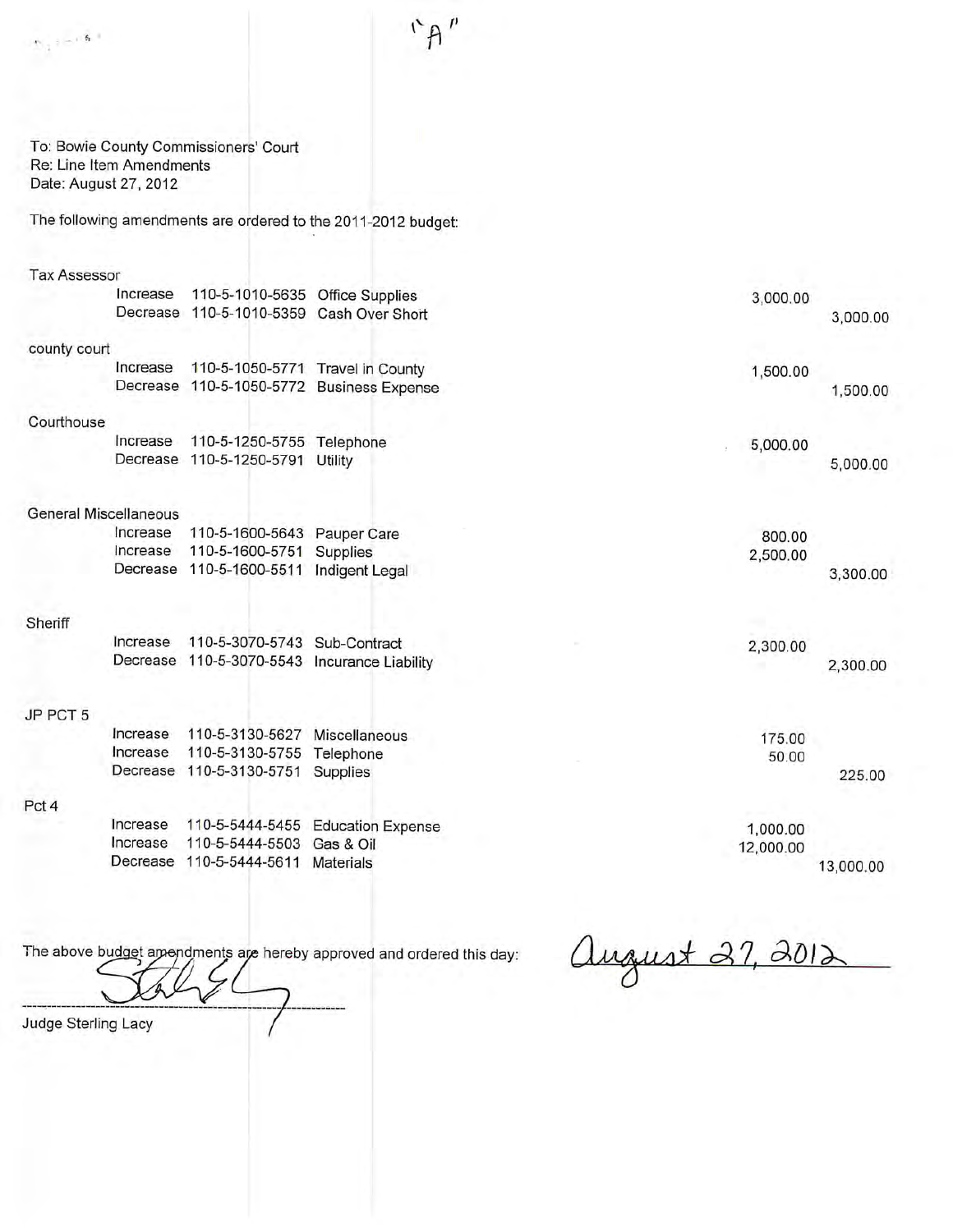"A"

To: Bowie County Commissioners' Court
Re: Line Item Amendments
Date: August 27, 2012

The following amendments are ordered to the 2011-2012 budget:

| Department | Action | Account | Description | Increase | Decrease |
|---|---|---|---|---|---|
| Tax Assessor | | | | | |
| | Increase | 110-5-1010-5635 | Office Supplies | 3,000.00 | |
| | Decrease | 110-5-1010-5359 | Cash Over Short | | 3,000.00 |
| county court | | | | | |
| | Increase | 110-5-1050-5771 | Travel in County | 1,500.00 | |
| | Decrease | 110-5-1050-5772 | Business Expense | | 1,500.00 |
| Courthouse | | | | | |
| | Increase | 110-5-1250-5755 | Telephone | 5,000.00 | |
| | Decrease | 110-5-1250-5791 | Utility | | 5,000.00 |
| General Miscellaneous | | | | | |
| | Increase | 110-5-1600-5643 | Pauper Care | 800.00 | |
| | Increase | 110-5-1600-5751 | Supplies | 2,500.00 | |
| | Decrease | 110-5-1600-5511 | Indigent Legal | | 3,300.00 |
| Sheriff | | | | | |
| | Increase | 110-5-3070-5743 | Sub-Contract | 2,300.00 | |
| | Decrease | 110-5-3070-5543 | Incurance Liability | | 2,300.00 |
| JP PCT 5 | | | | | |
| | Increase | 110-5-3130-5627 | Miscellaneous | 175.00 | |
| | Increase | 110-5-3130-5755 | Telephone | 50.00 | |
| | Decrease | 110-5-3130-5751 | Supplies | | 225.00 |
| Pct 4 | | | | | |
| | Increase | 110-5-5444-5455 | Education Expense | 1,000.00 | |
| | Increase | 110-5-5444-5503 | Gas & Oil | 12,000.00 | |
| | Decrease | 110-5-5444-5611 | Materials | | 13,000.00 |

The above budget amendments are hereby approved and ordered this day: August 27, 2012

[signature]

Judge Sterling Lacy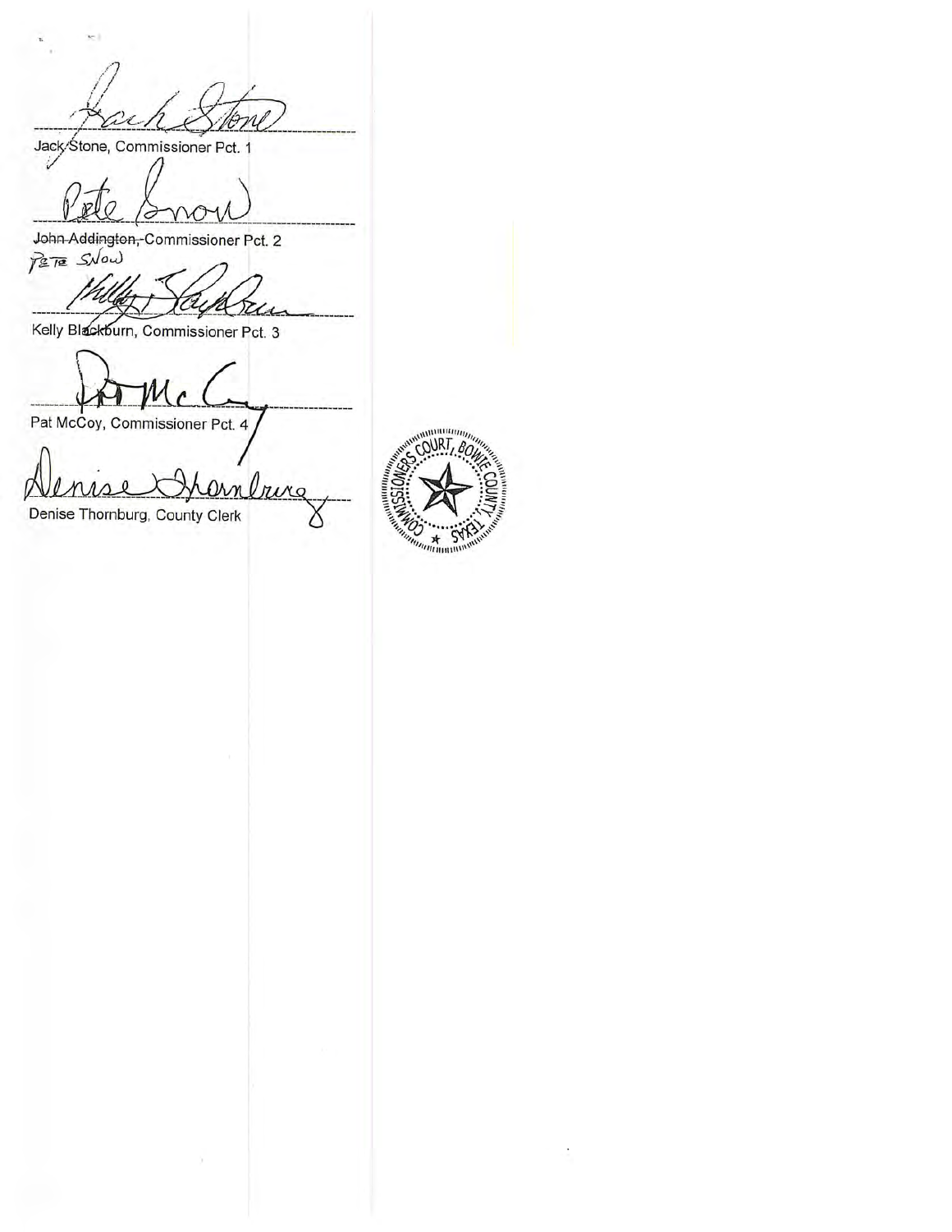Jack Stone, Commissioner Pct. 1

~~John Addington,~~ Commissioner Pct. 2
PETE SNOW

Kelly Blackburn, Commissioner Pct. 3

Pat McCoy, Commissioner Pct. 4

Denise Thornburg, County Clerk

COMMISSIONERS COURT, BOWIE COUNTY, TEXAS